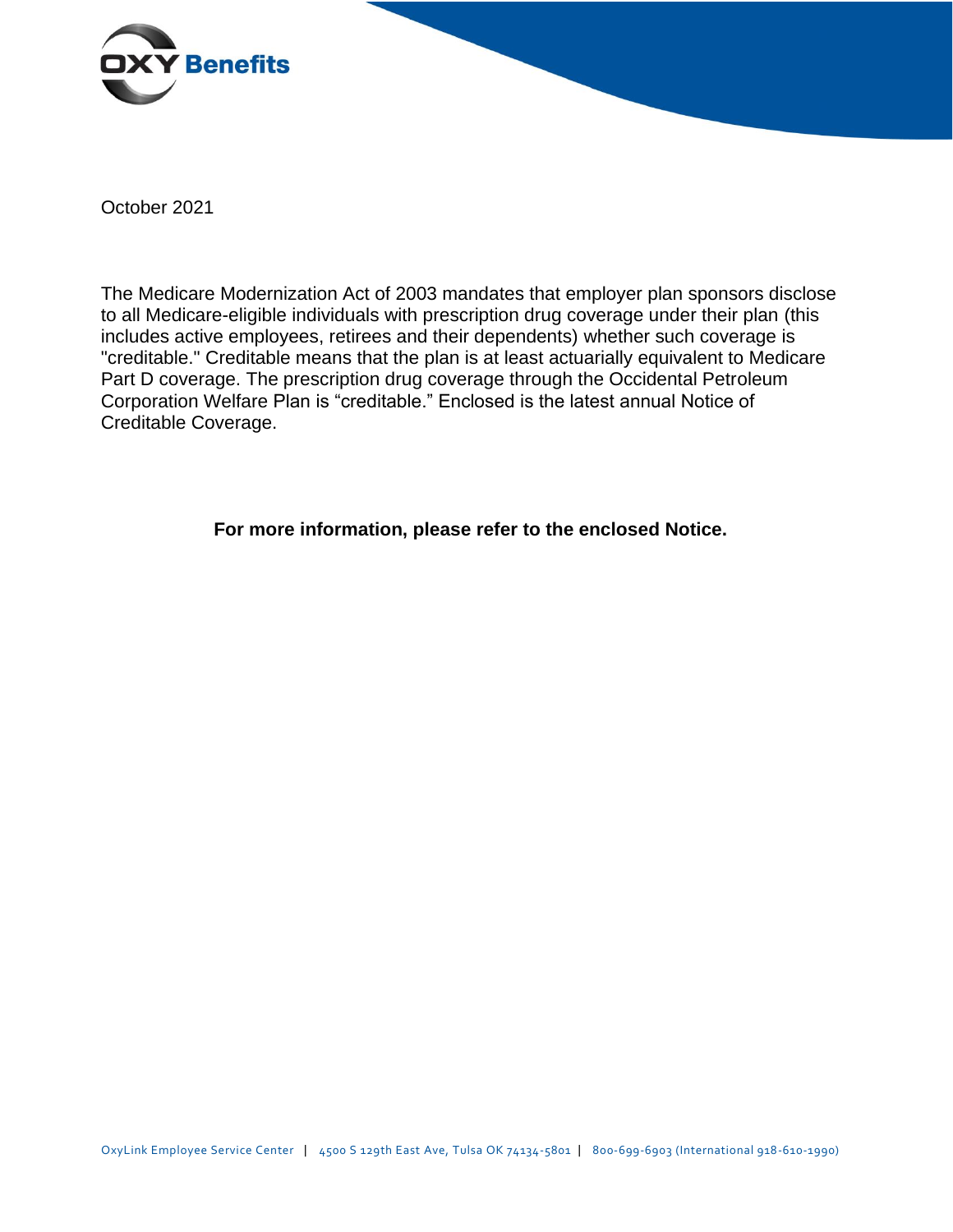**OXY Benefits**

October 2021

The Medicare Modernization Act of 2003 mandates that employer plan sponsors disclose to all Medicare-eligible individuals with prescription drug coverage under their plan (this includes active employees, retirees and their dependents) whether such coverage is "creditable." Creditable means that the plan is at least actuarially equivalent to Medicare Part D coverage. The prescription drug coverage through the Occidental Petroleum Corporation Welfare Plan is "creditable." Enclosed is the latest annual Notice of Creditable Coverage.

**For more information, please refer to the enclosed Notice.**

OxyLink Employee Service Center | 4500 S 129th East Ave, Tulsa OK 74134-5801 | 800-699-6903 (International 918-610-1990)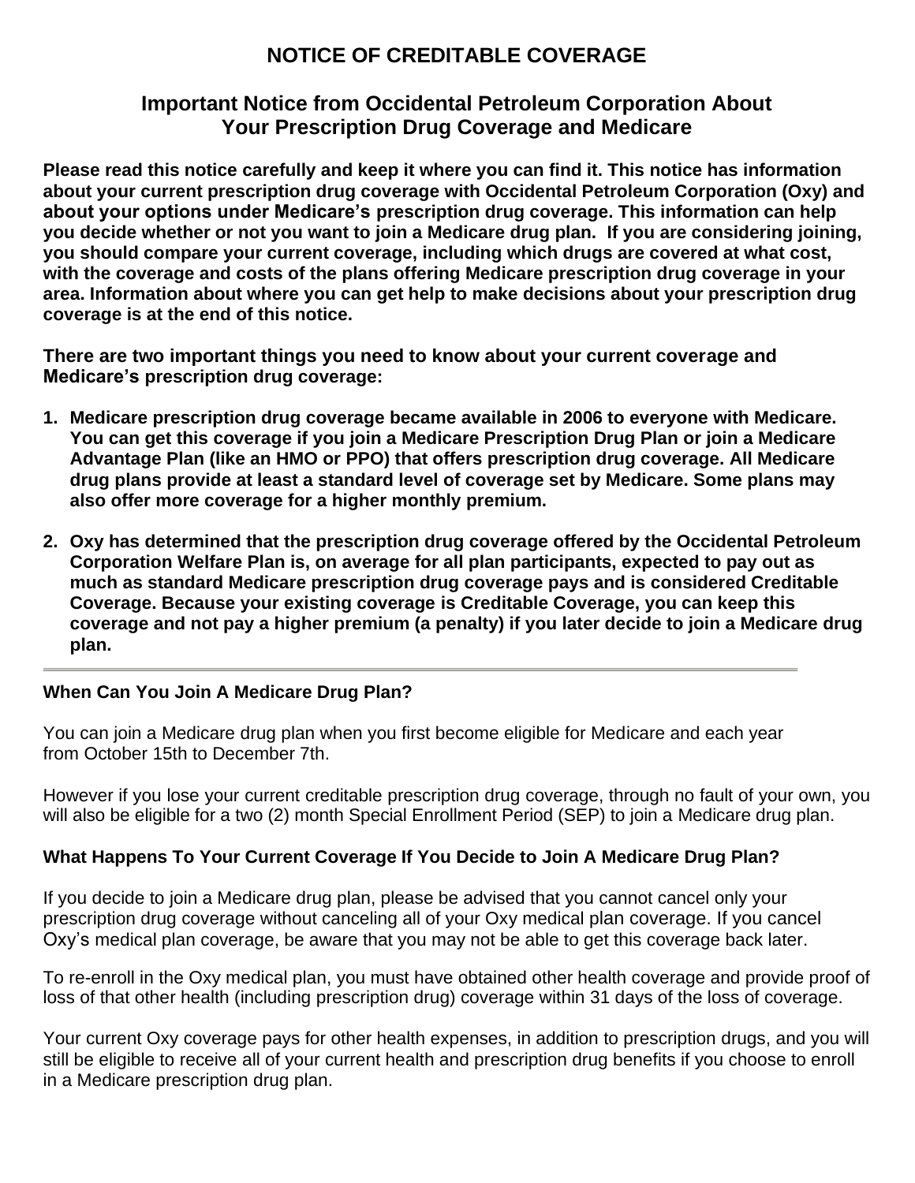# NOTICE OF CREDITABLE COVERAGE

## Important Notice from Occidental Petroleum Corporation About Your Prescription Drug Coverage and Medicare

**Please read this notice carefully and keep it where you can find it. This notice has information about your current prescription drug coverage with Occidental Petroleum Corporation (Oxy) and about your options under Medicare's prescription drug coverage. This information can help you decide whether or not you want to join a Medicare drug plan. If you are considering joining, you should compare your current coverage, including which drugs are covered at what cost, with the coverage and costs of the plans offering Medicare prescription drug coverage in your area. Information about where you can get help to make decisions about your prescription drug coverage is at the end of this notice.**

**There are two important things you need to know about your current coverage and Medicare's prescription drug coverage:**

1. **Medicare prescription drug coverage became available in 2006 to everyone with Medicare. You can get this coverage if you join a Medicare Prescription Drug Plan or join a Medicare Advantage Plan (like an HMO or PPO) that offers prescription drug coverage. All Medicare drug plans provide at least a standard level of coverage set by Medicare. Some plans may also offer more coverage for a higher monthly premium.**

2. **Oxy has determined that the prescription drug coverage offered by the Occidental Petroleum Corporation Welfare Plan is, on average for all plan participants, expected to pay out as much as standard Medicare prescription drug coverage pays and is considered Creditable Coverage. Because your existing coverage is Creditable Coverage, you can keep this coverage and not pay a higher premium (a penalty) if you later decide to join a Medicare drug plan.**

---

### When Can You Join A Medicare Drug Plan?

You can join a Medicare drug plan when you first become eligible for Medicare and each year from October 15th to December 7th.

However if you lose your current creditable prescription drug coverage, through no fault of your own, you will also be eligible for a two (2) month Special Enrollment Period (SEP) to join a Medicare drug plan.

### What Happens To Your Current Coverage If You Decide to Join A Medicare Drug Plan?

If you decide to join a Medicare drug plan, please be advised that you cannot cancel only your prescription drug coverage without canceling all of your Oxy medical plan coverage. If you cancel Oxy's medical plan coverage, be aware that you may not be able to get this coverage back later.

To re-enroll in the Oxy medical plan, you must have obtained other health coverage and provide proof of loss of that other health (including prescription drug) coverage within 31 days of the loss of coverage.

Your current Oxy coverage pays for other health expenses, in addition to prescription drugs, and you will still be eligible to receive all of your current health and prescription drug benefits if you choose to enroll in a Medicare prescription drug plan.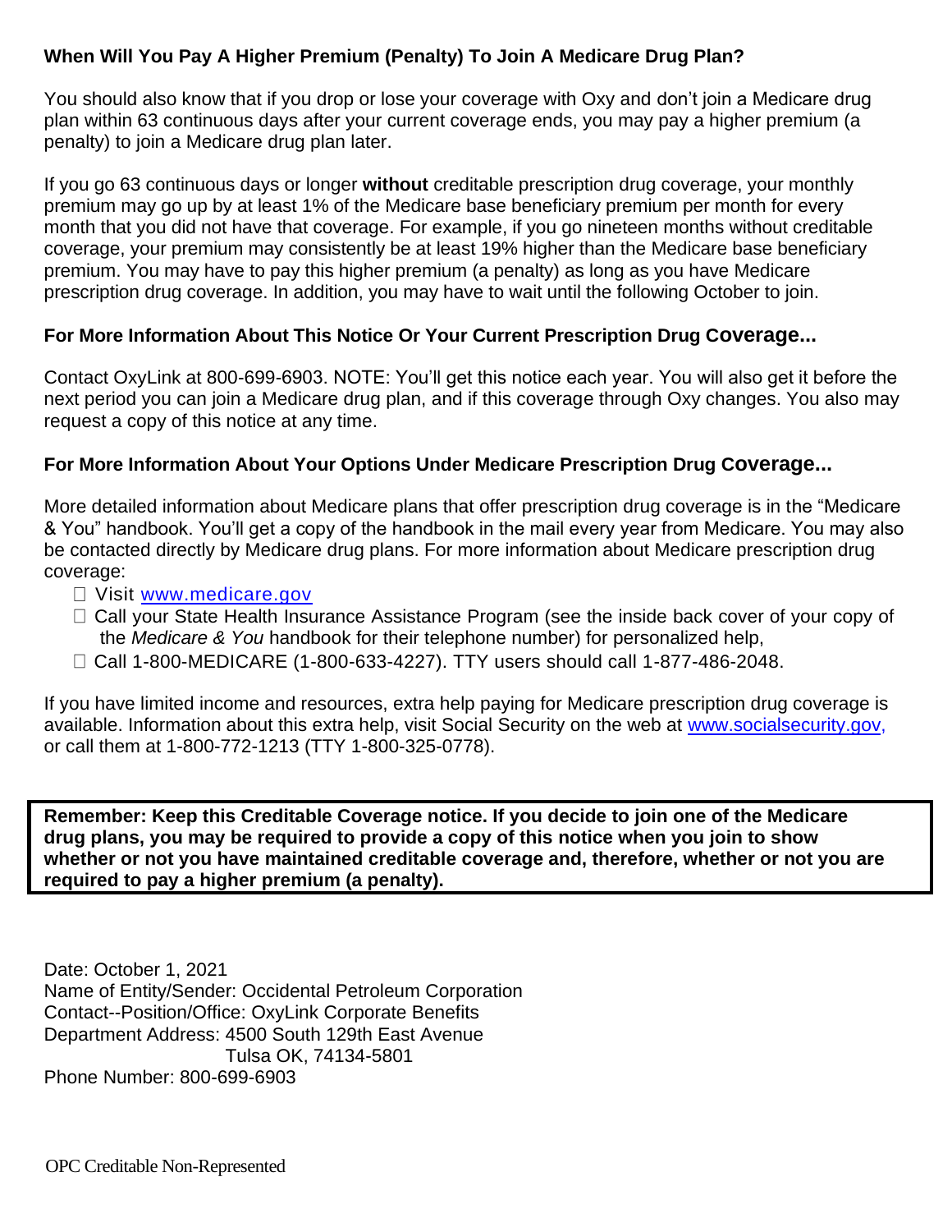**When Will You Pay A Higher Premium (Penalty) To Join A Medicare Drug Plan?**

You should also know that if you drop or lose your coverage with Oxy and don't join a Medicare drug plan within 63 continuous days after your current coverage ends, you may pay a higher premium (a penalty) to join a Medicare drug plan later.

If you go 63 continuous days or longer **without** creditable prescription drug coverage, your monthly premium may go up by at least 1% of the Medicare base beneficiary premium per month for every month that you did not have that coverage. For example, if you go nineteen months without creditable coverage, your premium may consistently be at least 19% higher than the Medicare base beneficiary premium. You may have to pay this higher premium (a penalty) as long as you have Medicare prescription drug coverage. In addition, you may have to wait until the following October to join.

**For More Information About This Notice Or Your Current Prescription Drug Coverage...**

Contact OxyLink at 800-699-6903. NOTE: You'll get this notice each year. You will also get it before the next period you can join a Medicare drug plan, and if this coverage through Oxy changes. You also may request a copy of this notice at any time.

**For More Information About Your Options Under Medicare Prescription Drug Coverage...**

More detailed information about Medicare plans that offer prescription drug coverage is in the "Medicare & You" handbook. You'll get a copy of the handbook in the mail every year from Medicare. You may also be contacted directly by Medicare drug plans. For more information about Medicare prescription drug coverage:

- Visit www.medicare.gov
- Call your State Health Insurance Assistance Program (see the inside back cover of your copy of the *Medicare & You* handbook for their telephone number) for personalized help,
- Call 1-800-MEDICARE (1-800-633-4227). TTY users should call 1-877-486-2048.

If you have limited income and resources, extra help paying for Medicare prescription drug coverage is available. Information about this extra help, visit Social Security on the web at www.socialsecurity.gov, or call them at 1-800-772-1213 (TTY 1-800-325-0778).

**Remember: Keep this Creditable Coverage notice. If you decide to join one of the Medicare drug plans, you may be required to provide a copy of this notice when you join to show whether or not you have maintained creditable coverage and, therefore, whether or not you are required to pay a higher premium (a penalty).**

Date: October 1, 2021
Name of Entity/Sender: Occidental Petroleum Corporation
Contact--Position/Office: OxyLink Corporate Benefits
Department Address: 4500 South 129th East Avenue
Tulsa OK, 74134-5801
Phone Number: 800-699-6903

OPC Creditable Non-Represented